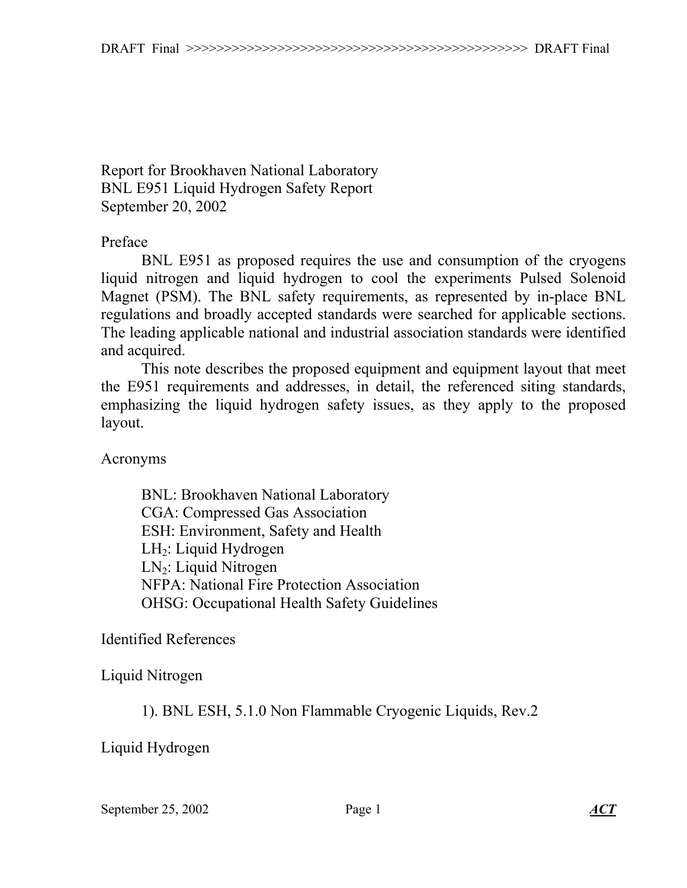Report for Brookhaven National Laboratory
BNL E951 Liquid Hydrogen Safety Report
September 20, 2002

Preface

BNL E951 as proposed requires the use and consumption of the cryogens liquid nitrogen and liquid hydrogen to cool the experiments Pulsed Solenoid Magnet (PSM). The BNL safety requirements, as represented by in-place BNL regulations and broadly accepted standards were searched for applicable sections. The leading applicable national and industrial association standards were identified and acquired.

This note describes the proposed equipment and equipment layout that meet the E951 requirements and addresses, in detail, the referenced siting standards, emphasizing the liquid hydrogen safety issues, as they apply to the proposed layout.

Acronyms

BNL: Brookhaven National Laboratory
CGA: Compressed Gas Association
ESH: Environment, Safety and Health
$LH_2$: Liquid Hydrogen
$LN_2$: Liquid Nitrogen
NFPA: National Fire Protection Association
OHSG: Occupational Health Safety Guidelines

Identified References

Liquid Nitrogen

1). BNL ESH, 5.1.0 Non Flammable Cryogenic Liquids, Rev.2

Liquid Hydrogen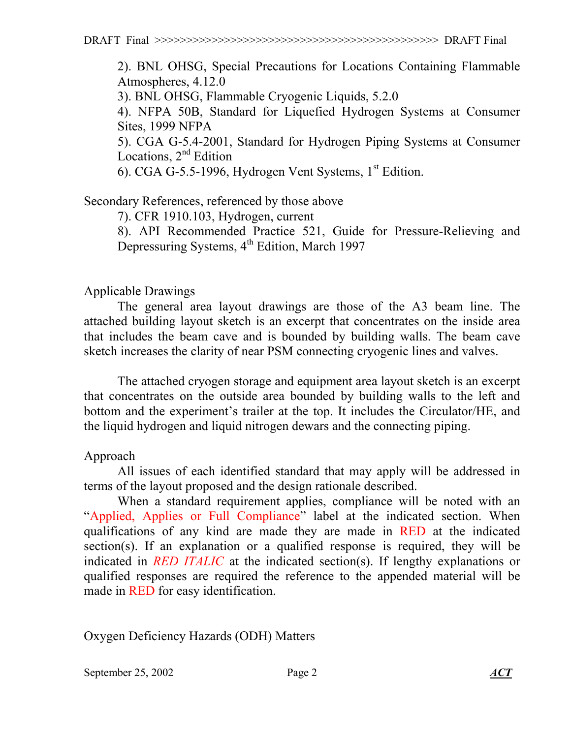2). BNL OHSG, Special Precautions for Locations Containing Flammable Atmospheres, 4.12.0

3). BNL OHSG, Flammable Cryogenic Liquids, 5.2.0

4). NFPA 50B, Standard for Liquefied Hydrogen Systems at Consumer Sites, 1999 NFPA

5). CGA G-5.4-2001, Standard for Hydrogen Piping Systems at Consumer Locations, 2nd Edition

6). CGA G-5.5-1996, Hydrogen Vent Systems, 1st Edition.

Secondary References, referenced by those above

7). CFR 1910.103, Hydrogen, current

8). API Recommended Practice 521, Guide for Pressure-Relieving and Depressuring Systems, 4th Edition, March 1997

## Applicable Drawings

The general area layout drawings are those of the A3 beam line. The attached building layout sketch is an excerpt that concentrates on the inside area that includes the beam cave and is bounded by building walls. The beam cave sketch increases the clarity of near PSM connecting cryogenic lines and valves.

The attached cryogen storage and equipment area layout sketch is an excerpt that concentrates on the outside area bounded by building walls to the left and bottom and the experiment's trailer at the top. It includes the Circulator/HE, and the liquid hydrogen and liquid nitrogen dewars and the connecting piping.

## Approach

All issues of each identified standard that may apply will be addressed in terms of the layout proposed and the design rationale described.

When a standard requirement applies, compliance will be noted with an "Applied, Applies or Full Compliance" label at the indicated section. When qualifications of any kind are made they are made in RED at the indicated section(s). If an explanation or a qualified response is required, they will be indicated in *RED ITALIC* at the indicated section(s). If lengthy explanations or qualified responses are required the reference to the appended material will be made in RED for easy identification.

## Oxygen Deficiency Hazards (ODH) Matters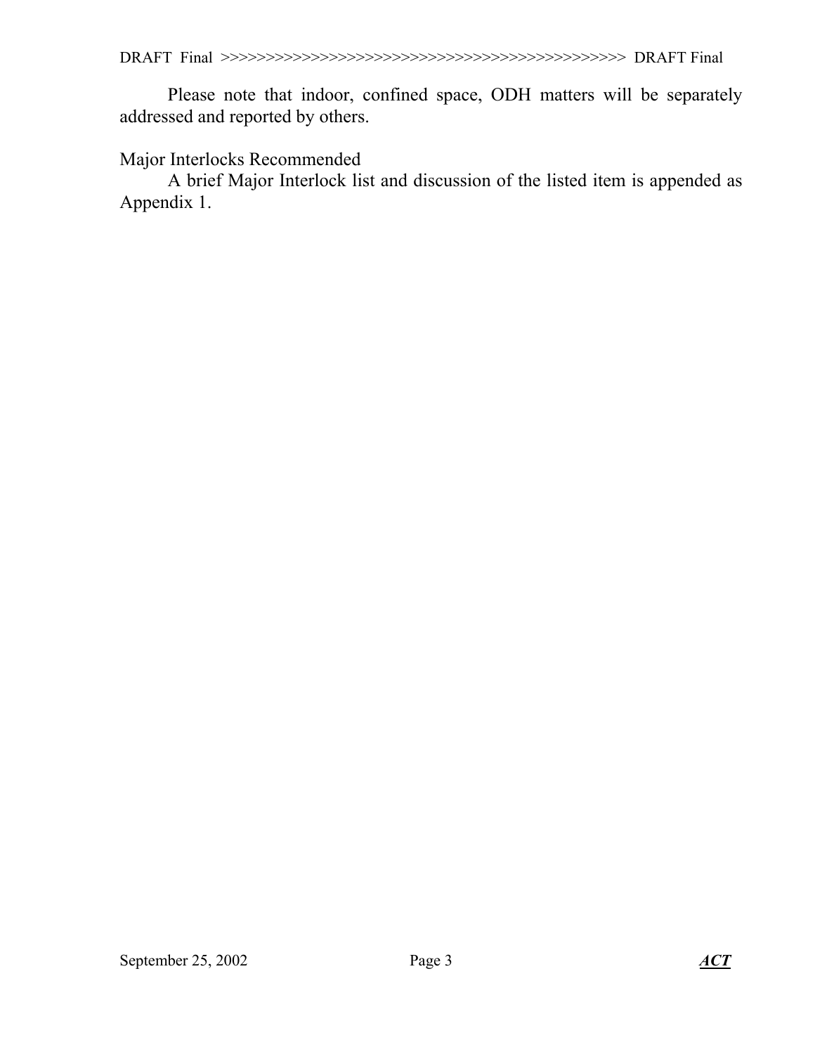Please note that indoor, confined space, ODH matters will be separately addressed and reported by others.

## Major Interlocks Recommended

A brief Major Interlock list and discussion of the listed item is appended as Appendix 1.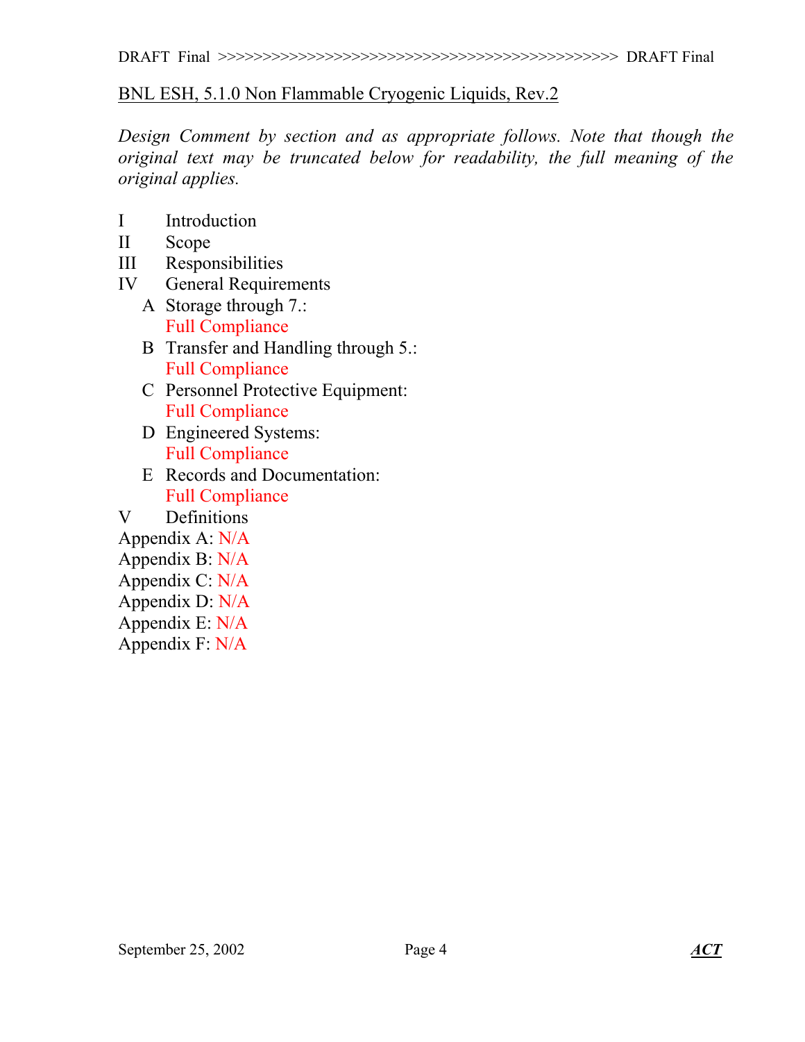BNL ESH, 5.1.0 Non Flammable Cryogenic Liquids, Rev.2

*Design Comment by section and as appropriate follows. Note that though the original text may be truncated below for readability, the full meaning of the original applies.*

I Introduction
II Scope
III Responsibilities
IV General Requirements
- A Storage through 7.:
  Full Compliance
- B Transfer and Handling through 5.:
  Full Compliance
- C Personnel Protective Equipment:
  Full Compliance
- D Engineered Systems:
  Full Compliance
- E Records and Documentation:
  Full Compliance

V Definitions

Appendix A: N/A
Appendix B: N/A
Appendix C: N/A
Appendix D: N/A
Appendix E: N/A
Appendix F: N/A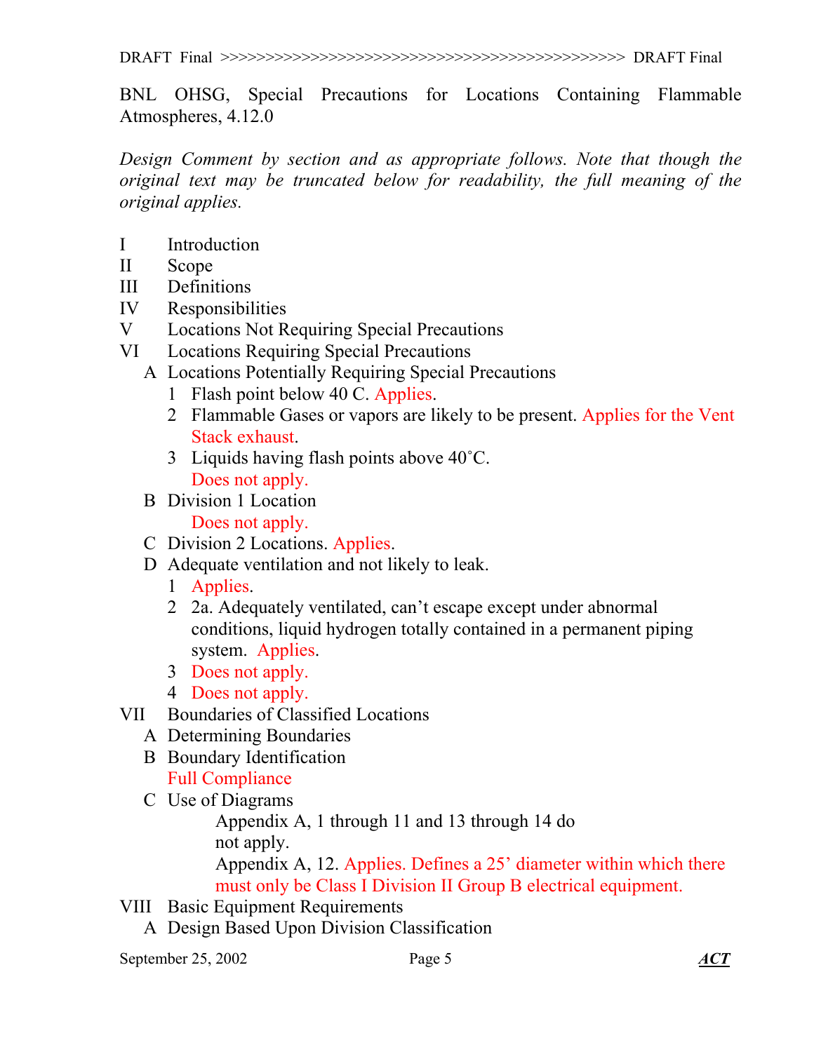BNL OHSG, Special Precautions for Locations Containing Flammable Atmospheres, 4.12.0

*Design Comment by section and as appropriate follows. Note that though the original text may be truncated below for readability, the full meaning of the original applies.*

I Introduction
II Scope
III Definitions
IV Responsibilities
V Locations Not Requiring Special Precautions
VI Locations Requiring Special Precautions
- A Locations Potentially Requiring Special Precautions
  1. Flash point below 40 C. Applies.
  2. Flammable Gases or vapors are likely to be present. Applies for the Vent Stack exhaust.
  3. Liquids having flash points above 40˚C. Does not apply.
- B Division 1 Location
  Does not apply.
- C Division 2 Locations. Applies.
- D Adequate ventilation and not likely to leak.
  1. Applies.
  2. 2a. Adequately ventilated, can't escape except under abnormal conditions, liquid hydrogen totally contained in a permanent piping system. Applies.
  3. Does not apply.
  4. Does not apply.

VII Boundaries of Classified Locations
- A Determining Boundaries
- B Boundary Identification
  Full Compliance
- C Use of Diagrams
  Appendix A, 1 through 11 and 13 through 14 do not apply.
  Appendix A, 12. Applies. Defines a 25' diameter within which there must only be Class I Division II Group B electrical equipment.

VIII Basic Equipment Requirements
- A Design Based Upon Division Classification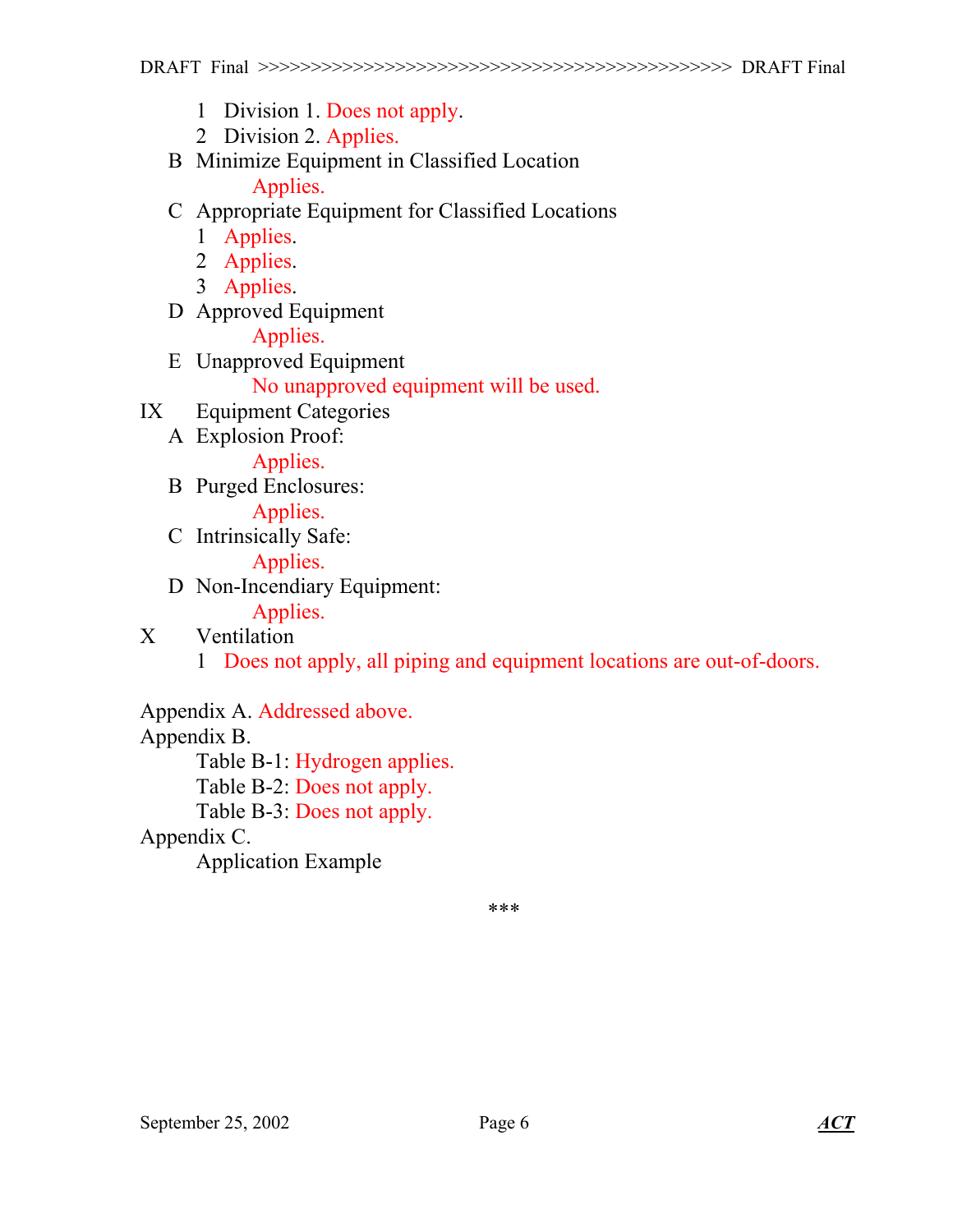1 Division 1. Does not apply.
2 Division 2. Applies.

B Minimize Equipment in Classified Location

Applies.

C Appropriate Equipment for Classified Locations

1 Applies.
2 Applies.
3 Applies.

D Approved Equipment

Applies.

E Unapproved Equipment

No unapproved equipment will be used.

IX Equipment Categories

A Explosion Proof:

Applies.

B Purged Enclosures:

Applies.

C Intrinsically Safe:

Applies.

D Non-Incendiary Equipment:

Applies.

X Ventilation

1 Does not apply, all piping and equipment locations are out-of-doors.

Appendix A. Addressed above.

Appendix B.

Table B-1: Hydrogen applies.

Table B-2: Does not apply.

Table B-3: Does not apply.

Appendix C.

Application Example

***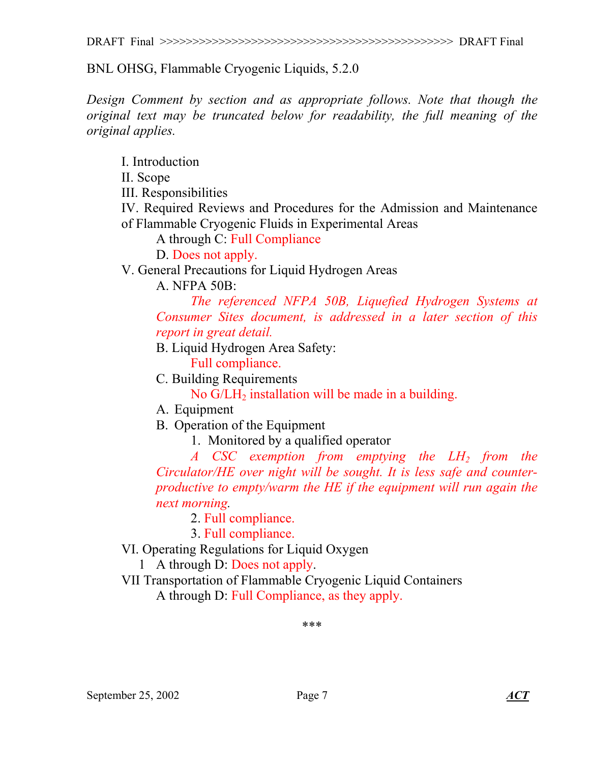BNL OHSG, Flammable Cryogenic Liquids, 5.2.0

*Design Comment by section and as appropriate follows. Note that though the original text may be truncated below for readability, the full meaning of the original applies.*

I. Introduction

II. Scope

III. Responsibilities

IV. Required Reviews and Procedures for the Admission and Maintenance of Flammable Cryogenic Fluids in Experimental Areas

A through C: Full Compliance

D. Does not apply.

V. General Precautions for Liquid Hydrogen Areas

A. NFPA 50B:

*The referenced NFPA 50B, Liquefied Hydrogen Systems at Consumer Sites document, is addressed in a later section of this report in great detail.*

B. Liquid Hydrogen Area Safety:

Full compliance.

C. Building Requirements

No G/$LH_2$ installation will be made in a building.

A. Equipment

B. Operation of the Equipment

1. Monitored by a qualified operator

*A CSC exemption from emptying the $LH_2$ from the Circulator/HE over night will be sought. It is less safe and counter-productive to empty/warm the HE if the equipment will run again the next morning*.

2. Full compliance.

3. Full compliance.

VI. Operating Regulations for Liquid Oxygen

1 A through D: Does not apply.

VII Transportation of Flammable Cryogenic Liquid Containers

A through D: Full Compliance, as they apply.

\*\*\*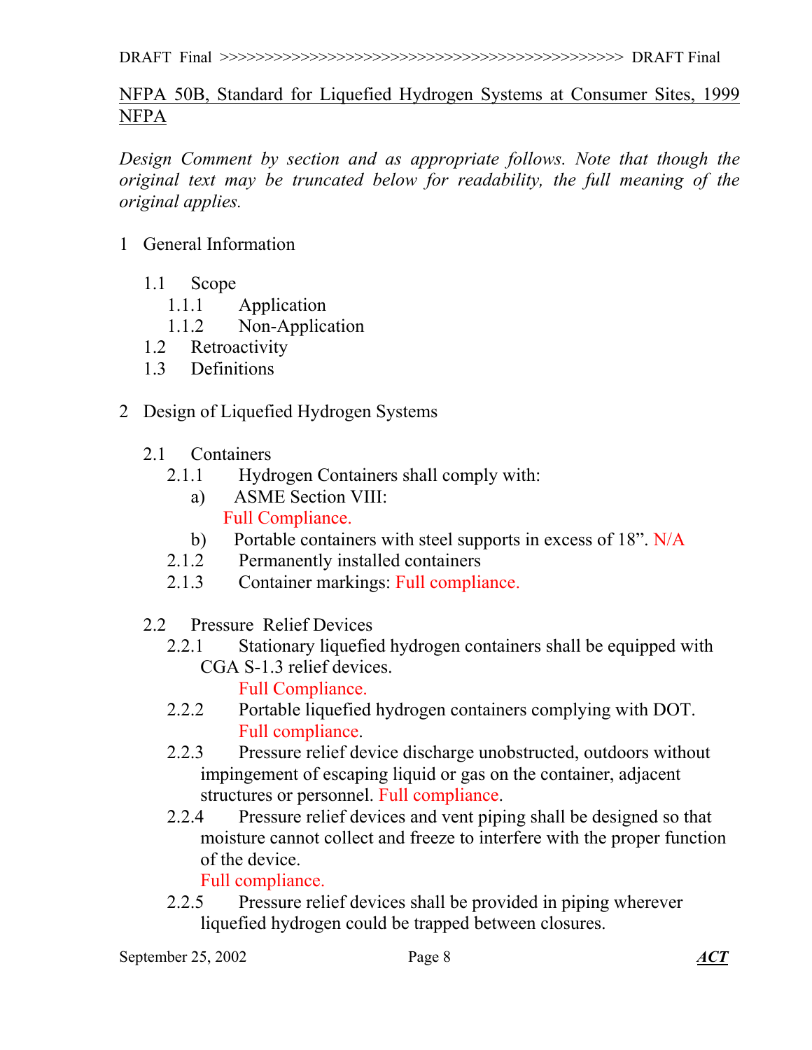NFPA 50B, Standard for Liquefied Hydrogen Systems at Consumer Sites, 1999 NFPA

*Design Comment by section and as appropriate follows. Note that though the original text may be truncated below for readability, the full meaning of the original applies.*

1 General Information

- 1.1 Scope
  - 1.1.1 Application
  - 1.1.2 Non-Application
- 1.2 Retroactivity
- 1.3 Definitions

2 Design of Liquefied Hydrogen Systems

- 2.1 Containers
  - 2.1.1 Hydrogen Containers shall comply with:
    - a) ASME Section VIII:
      Full Compliance.
    - b) Portable containers with steel supports in excess of 18". N/A
  - 2.1.2 Permanently installed containers
  - 2.1.3 Container markings: Full compliance.

- 2.2 Pressure Relief Devices
  - 2.2.1 Stationary liquefied hydrogen containers shall be equipped with CGA S-1.3 relief devices.
    Full Compliance.
  - 2.2.2 Portable liquefied hydrogen containers complying with DOT.
    Full compliance.
  - 2.2.3 Pressure relief device discharge unobstructed, outdoors without impingement of escaping liquid or gas on the container, adjacent structures or personnel. Full compliance.
  - 2.2.4 Pressure relief devices and vent piping shall be designed so that moisture cannot collect and freeze to interfere with the proper function of the device.
    Full compliance.
  - 2.2.5 Pressure relief devices shall be provided in piping wherever liquefied hydrogen could be trapped between closures.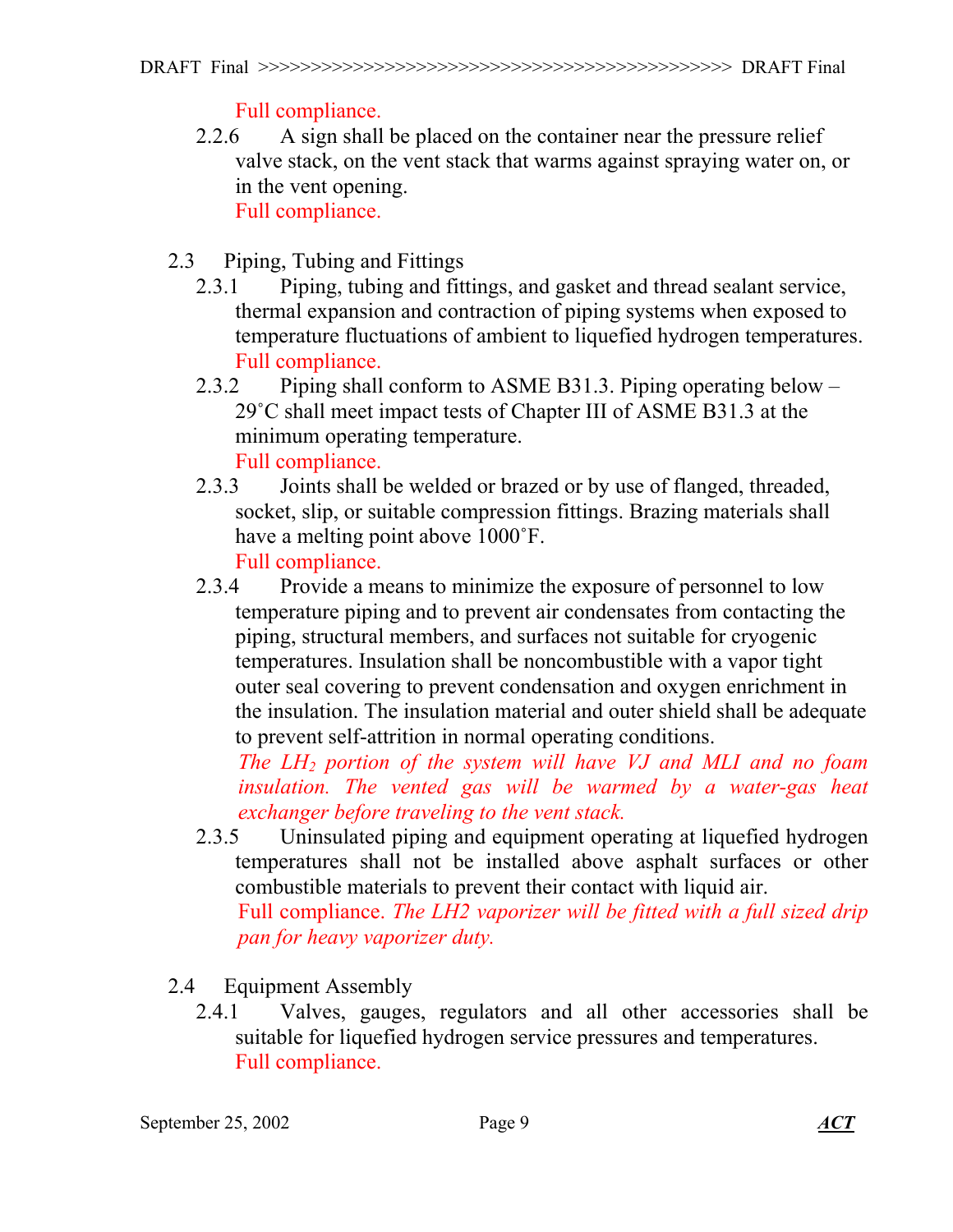Full compliance.

2.2.6 A sign shall be placed on the container near the pressure relief valve stack, on the vent stack that warms against spraying water on, or in the vent opening.
Full compliance.

2.3 Piping, Tubing and Fittings

2.3.1 Piping, tubing and fittings, and gasket and thread sealant service, thermal expansion and contraction of piping systems when exposed to temperature fluctuations of ambient to liquefied hydrogen temperatures.
Full compliance.

2.3.2 Piping shall conform to ASME B31.3. Piping operating below –29˚C shall meet impact tests of Chapter III of ASME B31.3 at the minimum operating temperature.
Full compliance.

2.3.3 Joints shall be welded or brazed or by use of flanged, threaded, socket, slip, or suitable compression fittings. Brazing materials shall have a melting point above 1000˚F.
Full compliance.

2.3.4 Provide a means to minimize the exposure of personnel to low temperature piping and to prevent air condensates from contacting the piping, structural members, and surfaces not suitable for cryogenic temperatures. Insulation shall be noncombustible with a vapor tight outer seal covering to prevent condensation and oxygen enrichment in the insulation. The insulation material and outer shield shall be adequate to prevent self-attrition in normal operating conditions.
*The $LH_2$ portion of the system will have VJ and MLI and no foam insulation. The vented gas will be warmed by a water-gas heat exchanger before traveling to the vent stack.*

2.3.5 Uninsulated piping and equipment operating at liquefied hydrogen temperatures shall not be installed above asphalt surfaces or other combustible materials to prevent their contact with liquid air.
Full compliance. *The LH2 vaporizer will be fitted with a full sized drip pan for heavy vaporizer duty.*

2.4 Equipment Assembly

2.4.1 Valves, gauges, regulators and all other accessories shall be suitable for liquefied hydrogen service pressures and temperatures.
Full compliance.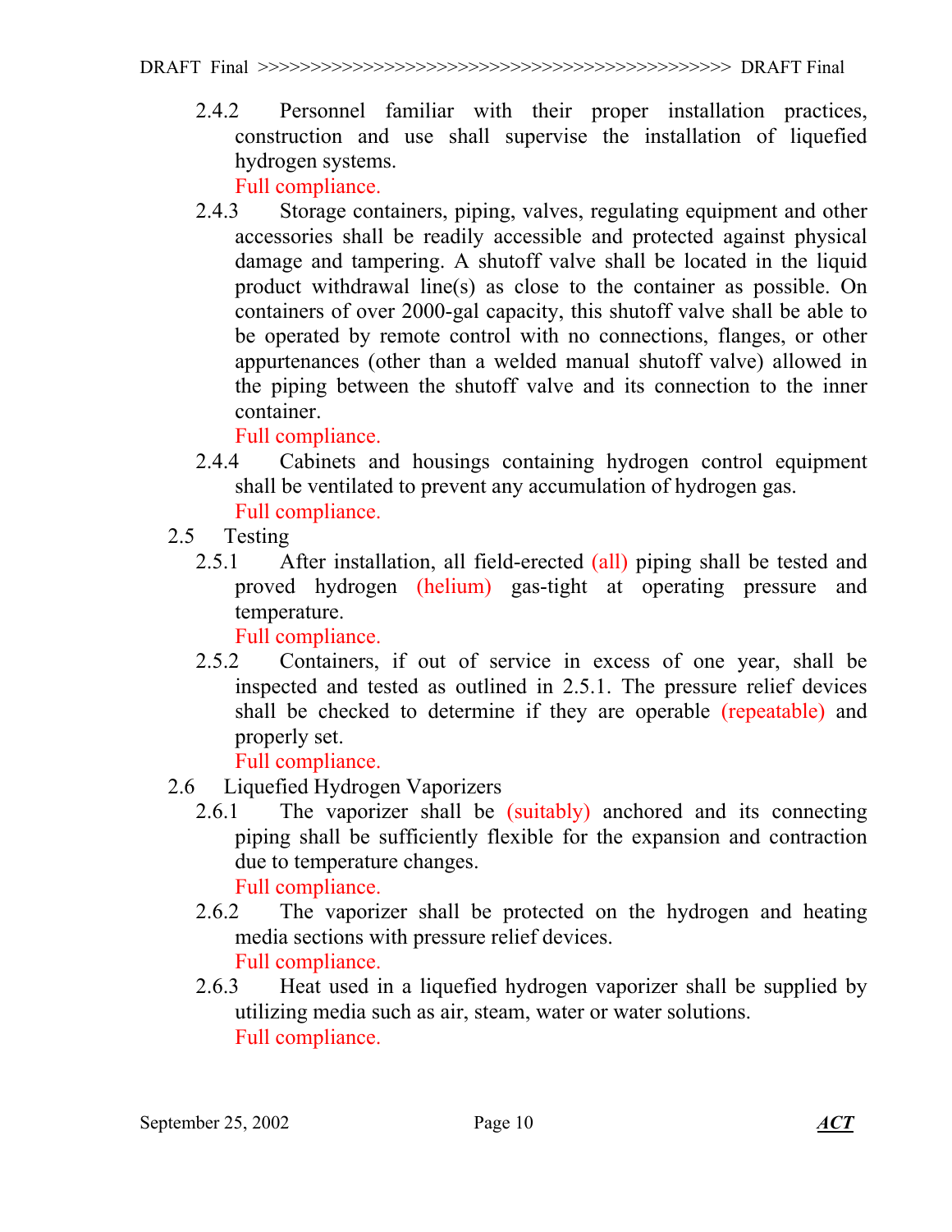2.4.2 Personnel familiar with their proper installation practices, construction and use shall supervise the installation of liquefied hydrogen systems.
Full compliance.

2.4.3 Storage containers, piping, valves, regulating equipment and other accessories shall be readily accessible and protected against physical damage and tampering. A shutoff valve shall be located in the liquid product withdrawal line(s) as close to the container as possible. On containers of over 2000-gal capacity, this shutoff valve shall be able to be operated by remote control with no connections, flanges, or other appurtenances (other than a welded manual shutoff valve) allowed in the piping between the shutoff valve and its connection to the inner container.
Full compliance.

2.4.4 Cabinets and housings containing hydrogen control equipment shall be ventilated to prevent any accumulation of hydrogen gas.
Full compliance.

2.5 Testing

2.5.1 After installation, all field-erected (all) piping shall be tested and proved hydrogen (helium) gas-tight at operating pressure and temperature.
Full compliance.

2.5.2 Containers, if out of service in excess of one year, shall be inspected and tested as outlined in 2.5.1. The pressure relief devices shall be checked to determine if they are operable (repeatable) and properly set.
Full compliance.

2.6 Liquefied Hydrogen Vaporizers

2.6.1 The vaporizer shall be (suitably) anchored and its connecting piping shall be sufficiently flexible for the expansion and contraction due to temperature changes.
Full compliance.

2.6.2 The vaporizer shall be protected on the hydrogen and heating media sections with pressure relief devices.
Full compliance.

2.6.3 Heat used in a liquefied hydrogen vaporizer shall be supplied by utilizing media such as air, steam, water or water solutions.
Full compliance.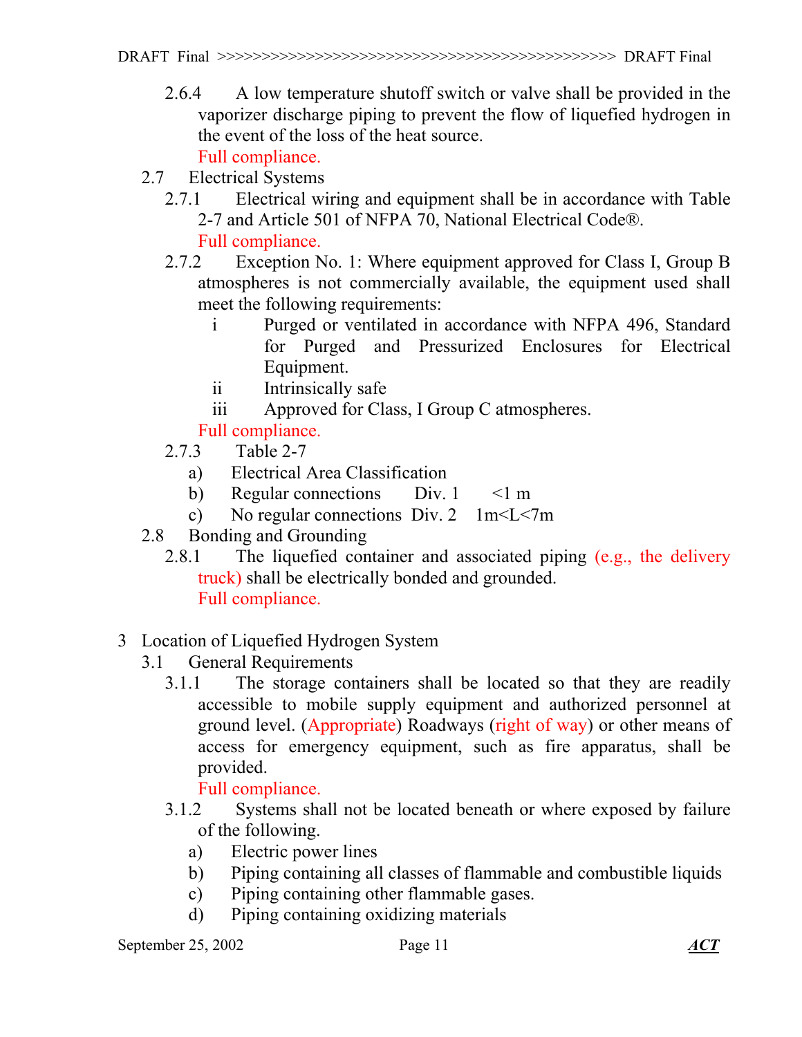2.6.4 A low temperature shutoff switch or valve shall be provided in the vaporizer discharge piping to prevent the flow of liquefied hydrogen in the event of the loss of the heat source.
Full compliance.

2.7 Electrical Systems

2.7.1 Electrical wiring and equipment shall be in accordance with Table 2-7 and Article 501 of NFPA 70, National Electrical Code®.
Full compliance.

2.7.2 Exception No. 1: Where equipment approved for Class I, Group B atmospheres is not commercially available, the equipment used shall meet the following requirements:

- i Purged or ventilated in accordance with NFPA 496, Standard for Purged and Pressurized Enclosures for Electrical Equipment.
- ii Intrinsically safe
- iii Approved for Class, I Group C atmospheres.

Full compliance.

2.7.3 Table 2-7

- a) Electrical Area Classification
- b) Regular connections Div. 1 <1 m
- c) No regular connections Div. 2 1m<L<7m

2.8 Bonding and Grounding

2.8.1 The liquefied container and associated piping (e.g., the delivery truck) shall be electrically bonded and grounded.
Full compliance.

3 Location of Liquefied Hydrogen System

3.1 General Requirements

3.1.1 The storage containers shall be located so that they are readily accessible to mobile supply equipment and authorized personnel at ground level. (Appropriate) Roadways (right of way) or other means of access for emergency equipment, such as fire apparatus, shall be provided.
Full compliance.

3.1.2 Systems shall not be located beneath or where exposed by failure of the following.

- a) Electric power lines
- b) Piping containing all classes of flammable and combustible liquids
- c) Piping containing other flammable gases.
- d) Piping containing oxidizing materials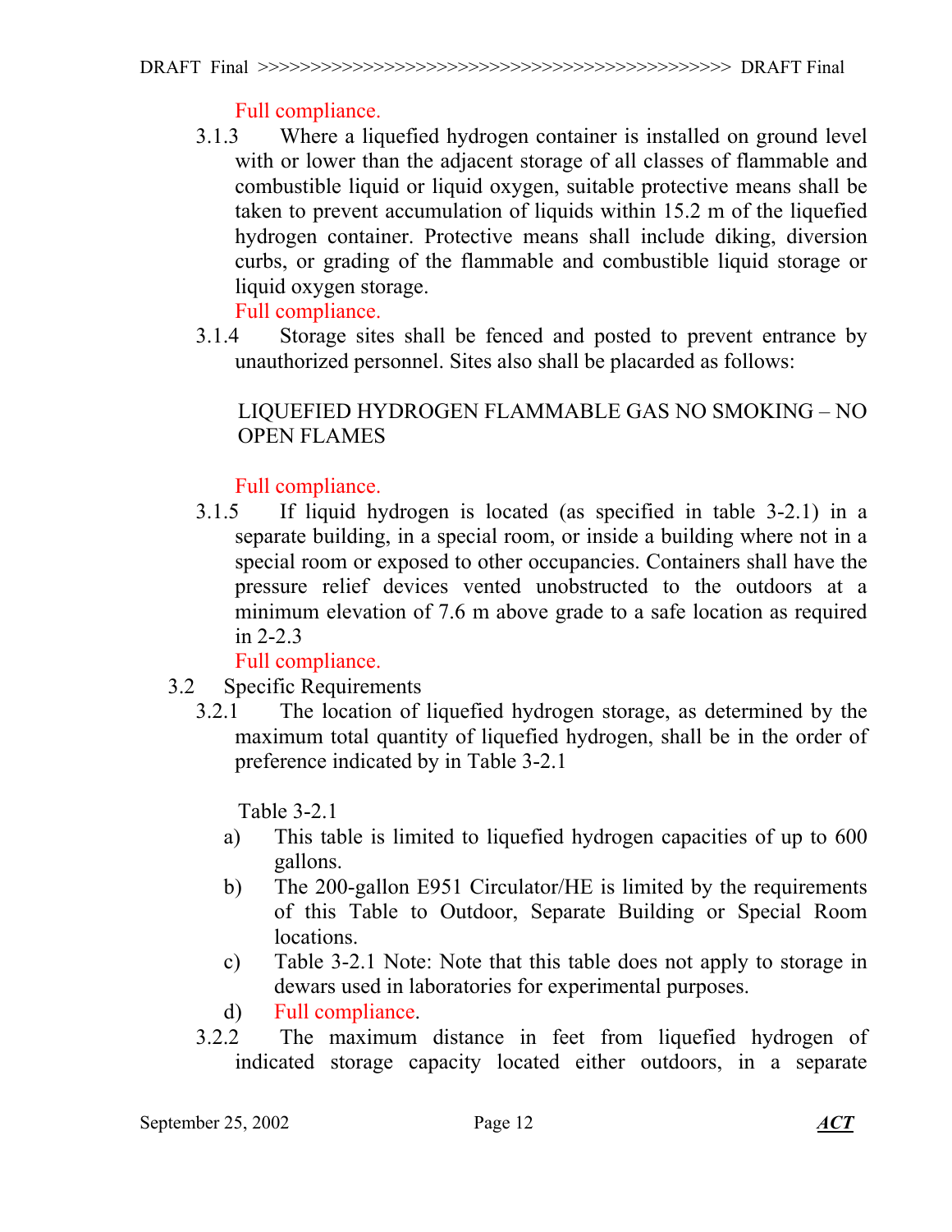Full compliance.

3.1.3 Where a liquefied hydrogen container is installed on ground level with or lower than the adjacent storage of all classes of flammable and combustible liquid or liquid oxygen, suitable protective means shall be taken to prevent accumulation of liquids within 15.2 m of the liquefied hydrogen container. Protective means shall include diking, diversion curbs, or grading of the flammable and combustible liquid storage or liquid oxygen storage.

Full compliance.

3.1.4 Storage sites shall be fenced and posted to prevent entrance by unauthorized personnel. Sites also shall be placarded as follows:

LIQUEFIED HYDROGEN FLAMMABLE GAS NO SMOKING – NO OPEN FLAMES

Full compliance.

3.1.5 If liquid hydrogen is located (as specified in table 3-2.1) in a separate building, in a special room, or inside a building where not in a special room or exposed to other occupancies. Containers shall have the pressure relief devices vented unobstructed to the outdoors at a minimum elevation of 7.6 m above grade to a safe location as required in 2-2.3

Full compliance.

3.2 Specific Requirements

3.2.1 The location of liquefied hydrogen storage, as determined by the maximum total quantity of liquefied hydrogen, shall be in the order of preference indicated by in Table 3-2.1

Table 3-2.1

a) This table is limited to liquefied hydrogen capacities of up to 600 gallons.
b) The 200-gallon E951 Circulator/HE is limited by the requirements of this Table to Outdoor, Separate Building or Special Room locations.
c) Table 3-2.1 Note: Note that this table does not apply to storage in dewars used in laboratories for experimental purposes.
d) Full compliance.

3.2.2 The maximum distance in feet from liquefied hydrogen of indicated storage capacity located either outdoors, in a separate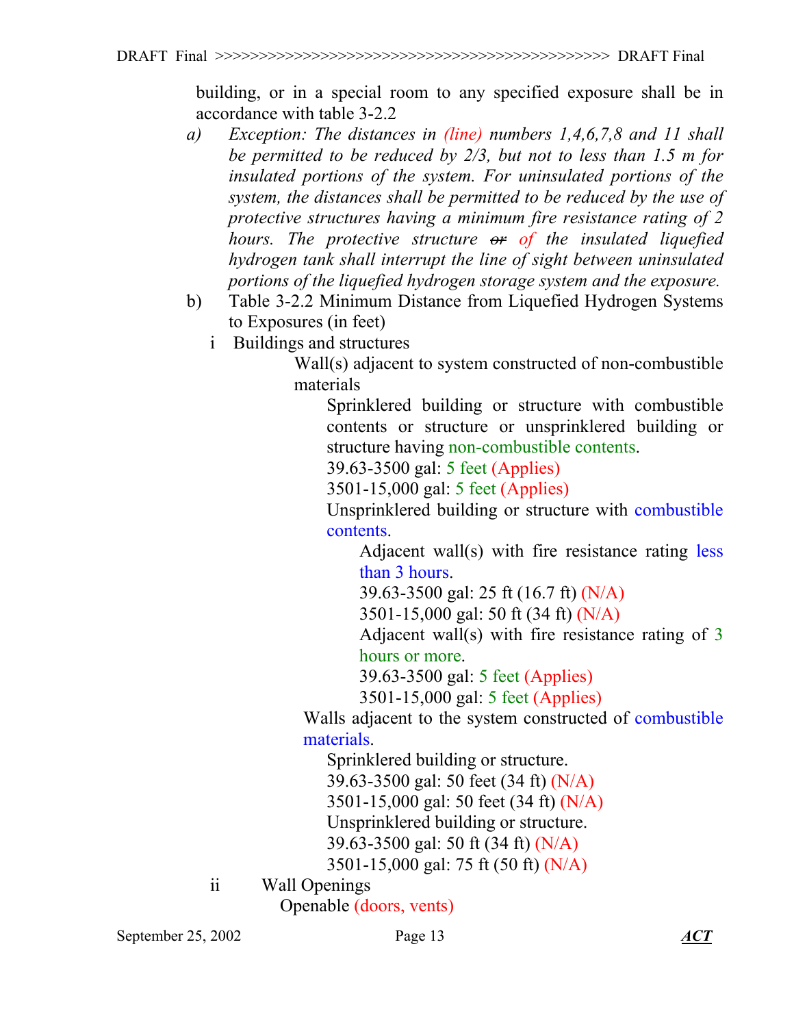building, or in a special room to any specified exposure shall be in accordance with table 3-2.2

*a) Exception: The distances in (line) numbers 1,4,6,7,8 and 11 shall be permitted to be reduced by 2/3, but not to less than 1.5 m for insulated portions of the system. For uninsulated portions of the system, the distances shall be permitted to be reduced by the use of protective structures having a minimum fire resistance rating of 2 hours. The protective structure ~~or~~ of the insulated liquefied hydrogen tank shall interrupt the line of sight between uninsulated portions of the liquefied hydrogen storage system and the exposure.*

b) Table 3-2.2 Minimum Distance from Liquefied Hydrogen Systems to Exposures (in feet)

- i Buildings and structures
  - Wall(s) adjacent to system constructed of non-combustible materials
    - Sprinklered building or structure with combustible contents or structure or unsprinklered building or structure having non-combustible contents.
      - 39.63-3500 gal: 5 feet (Applies)
      - 3501-15,000 gal: 5 feet (Applies)
    - Unsprinklered building or structure with combustible contents.
      - Adjacent wall(s) with fire resistance rating less than 3 hours.
        - 39.63-3500 gal: 25 ft (16.7 ft) (N/A)
        - 3501-15,000 gal: 50 ft (34 ft) (N/A)
      - Adjacent wall(s) with fire resistance rating of 3 hours or more.
        - 39.63-3500 gal: 5 feet (Applies)
        - 3501-15,000 gal: 5 feet (Applies)
  - Walls adjacent to the system constructed of combustible materials.
    - Sprinklered building or structure.
      - 39.63-3500 gal: 50 feet (34 ft) (N/A)
      - 3501-15,000 gal: 50 feet (34 ft) (N/A)
    - Unsprinklered building or structure.
      - 39.63-3500 gal: 50 ft (34 ft) (N/A)
      - 3501-15,000 gal: 75 ft (50 ft) (N/A)
- ii Wall Openings
  - Openable (doors, vents)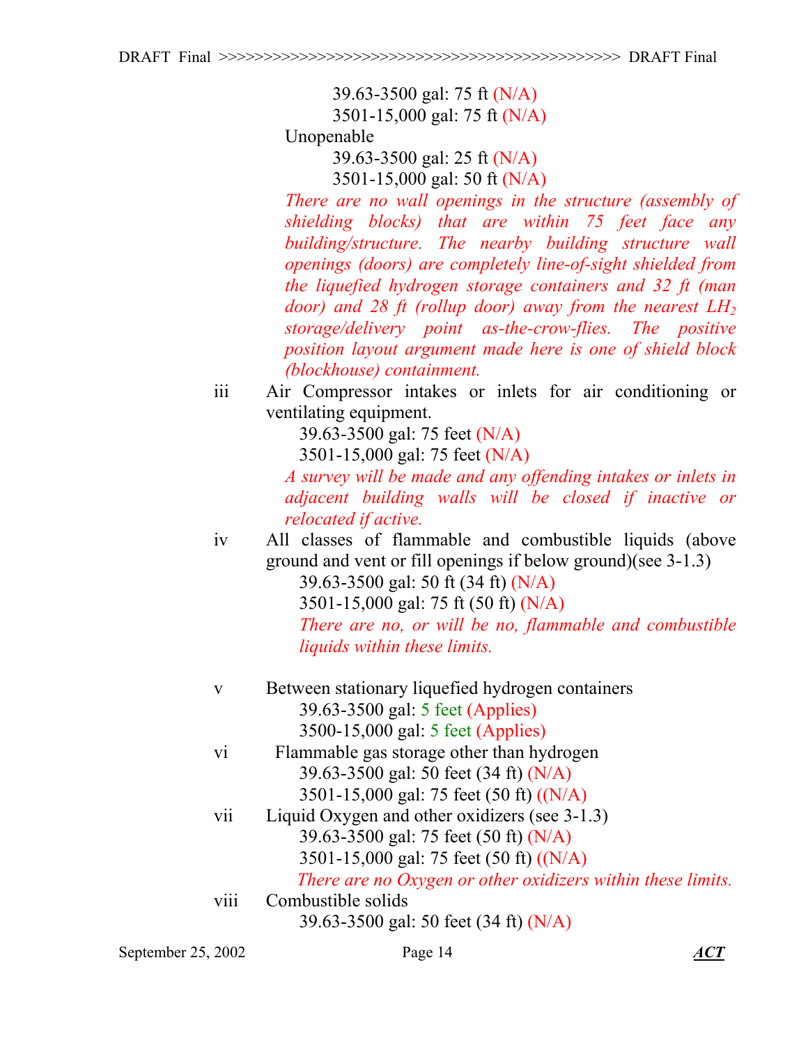39.63-3500 gal: 75 ft (N/A)
3501-15,000 gal: 75 ft (N/A)

Unopenable

39.63-3500 gal: 25 ft (N/A)
3501-15,000 gal: 50 ft (N/A)

*There are no wall openings in the structure (assembly of shielding blocks) that are within 75 feet face any building/structure. The nearby building structure wall openings (doors) are completely line-of-sight shielded from the liquefied hydrogen storage containers and 32 ft (man door) and 28 ft (rollup door) away from the nearest $LH_2$ storage/delivery point as-the-crow-flies. The positive position layout argument made here is one of shield block (blockhouse) containment.*

iii Air Compressor intakes or inlets for air conditioning or ventilating equipment.

39.63-3500 gal: 75 feet (N/A)
3501-15,000 gal: 75 feet (N/A)

*A survey will be made and any offending intakes or inlets in adjacent building walls will be closed if inactive or relocated if active.*

iv All classes of flammable and combustible liquids (above ground and vent or fill openings if below ground)(see 3-1.3)

39.63-3500 gal: 50 ft (34 ft) (N/A)
3501-15,000 gal: 75 ft (50 ft) (N/A)

*There are no, or will be no, flammable and combustible liquids within these limits.*

v Between stationary liquefied hydrogen containers

39.63-3500 gal: 5 feet (Applies)
3500-15,000 gal: 5 feet (Applies)

vi Flammable gas storage other than hydrogen

39.63-3500 gal: 50 feet (34 ft) (N/A)
3501-15,000 gal: 75 feet (50 ft) ((N/A)

vii Liquid Oxygen and other oxidizers (see 3-1.3)

39.63-3500 gal: 75 feet (50 ft) (N/A)
3501-15,000 gal: 75 feet (50 ft) ((N/A)

*There are no Oxygen or other oxidizers within these limits.*

viii Combustible solids

39.63-3500 gal: 50 feet (34 ft) (N/A)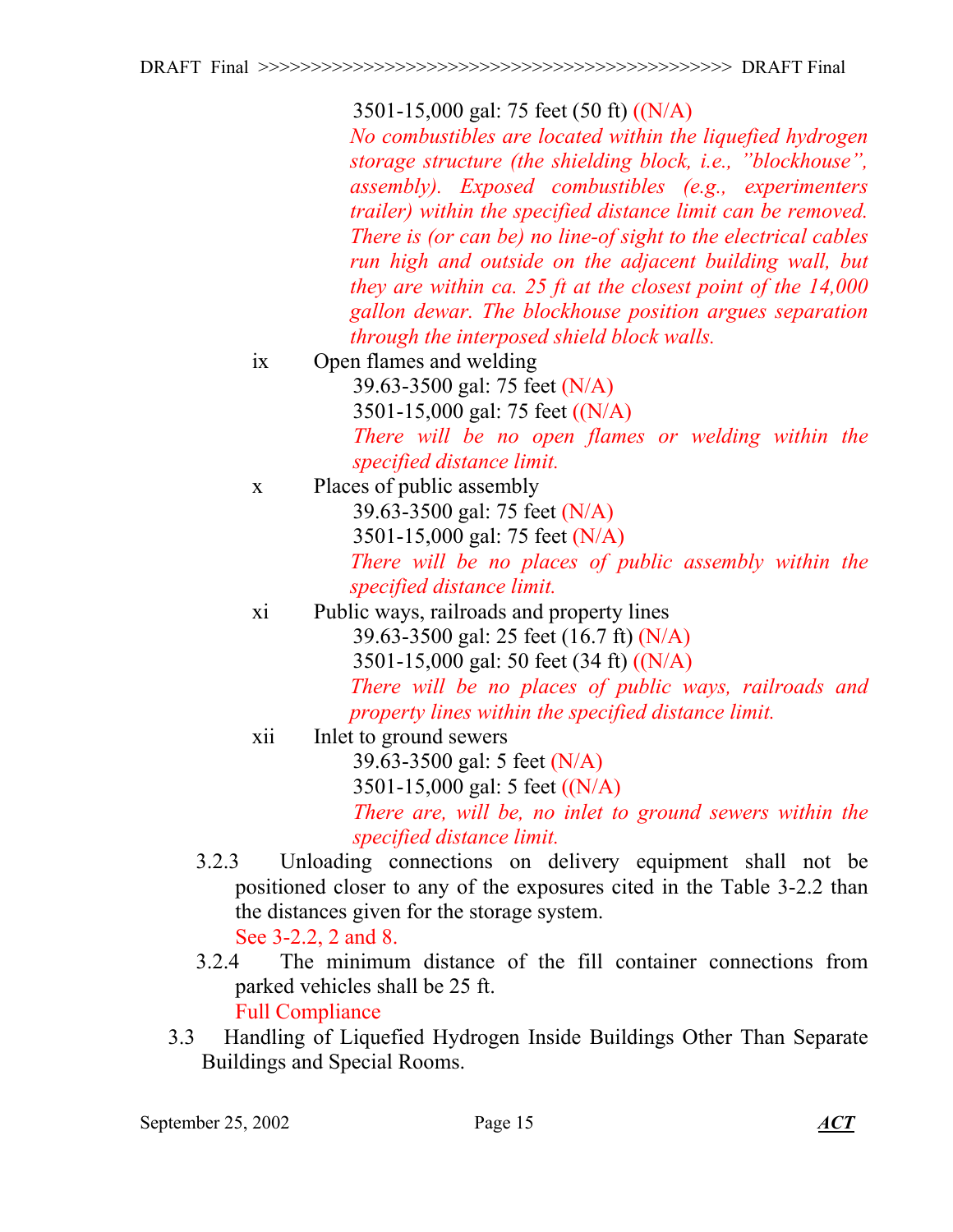3501-15,000 gal: 75 feet (50 ft) ((N/A)

*No combustibles are located within the liquefied hydrogen storage structure (the shielding block, i.e., "blockhouse", assembly). Exposed combustibles (e.g., experimenters trailer) within the specified distance limit can be removed. There is (or can be) no line-of sight to the electrical cables run high and outside on the adjacent building wall, but they are within ca. 25 ft at the closest point of the 14,000 gallon dewar. The blockhouse position argues separation through the interposed shield block walls.*

ix Open flames and welding

39.63-3500 gal: 75 feet (N/A)

3501-15,000 gal: 75 feet ((N/A)

*There will be no open flames or welding within the specified distance limit.*

x Places of public assembly

39.63-3500 gal: 75 feet (N/A)

3501-15,000 gal: 75 feet (N/A)

*There will be no places of public assembly within the specified distance limit.*

xi Public ways, railroads and property lines

39.63-3500 gal: 25 feet (16.7 ft) (N/A)

3501-15,000 gal: 50 feet (34 ft) ((N/A)

*There will be no places of public ways, railroads and property lines within the specified distance limit.*

xii Inlet to ground sewers

39.63-3500 gal: 5 feet (N/A)

3501-15,000 gal: 5 feet ((N/A)

*There are, will be, no inlet to ground sewers within the specified distance limit.*

3.2.3 Unloading connections on delivery equipment shall not be positioned closer to any of the exposures cited in the Table 3-2.2 than the distances given for the storage system.

See 3-2.2, 2 and 8.

3.2.4 The minimum distance of the fill container connections from parked vehicles shall be 25 ft.

Full Compliance

3.3 Handling of Liquefied Hydrogen Inside Buildings Other Than Separate Buildings and Special Rooms.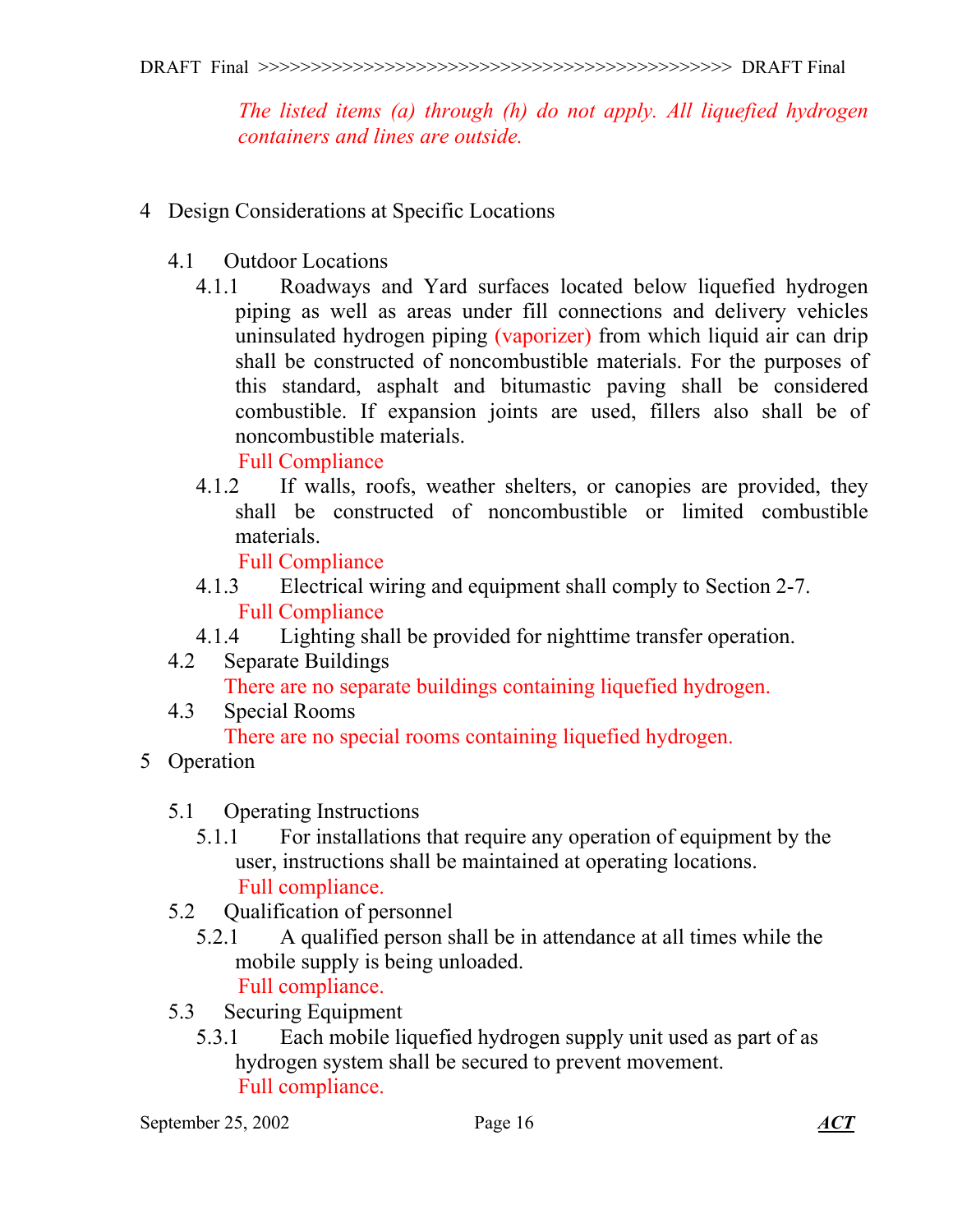*The listed items (a) through (h) do not apply. All liquefied hydrogen containers and lines are outside.*

# 4 Design Considerations at Specific Locations

## 4.1 Outdoor Locations

4.1.1 Roadways and Yard surfaces located below liquefied hydrogen piping as well as areas under fill connections and delivery vehicles uninsulated hydrogen piping (vaporizer) from which liquid air can drip shall be constructed of noncombustible materials. For the purposes of this standard, asphalt and bitumastic paving shall be considered combustible. If expansion joints are used, fillers also shall be of noncombustible materials.

Full Compliance

4.1.2 If walls, roofs, weather shelters, or canopies are provided, they shall be constructed of noncombustible or limited combustible materials.

Full Compliance

4.1.3 Electrical wiring and equipment shall comply to Section 2-7.

Full Compliance

4.1.4 Lighting shall be provided for nighttime transfer operation.

## 4.2 Separate Buildings

There are no separate buildings containing liquefied hydrogen.

## 4.3 Special Rooms

There are no special rooms containing liquefied hydrogen.

# 5 Operation

## 5.1 Operating Instructions

5.1.1 For installations that require any operation of equipment by the user, instructions shall be maintained at operating locations.

Full compliance.

## 5.2 Qualification of personnel

5.2.1 A qualified person shall be in attendance at all times while the mobile supply is being unloaded.

Full compliance.

## 5.3 Securing Equipment

5.3.1 Each mobile liquefied hydrogen supply unit used as part of as hydrogen system shall be secured to prevent movement.

Full compliance.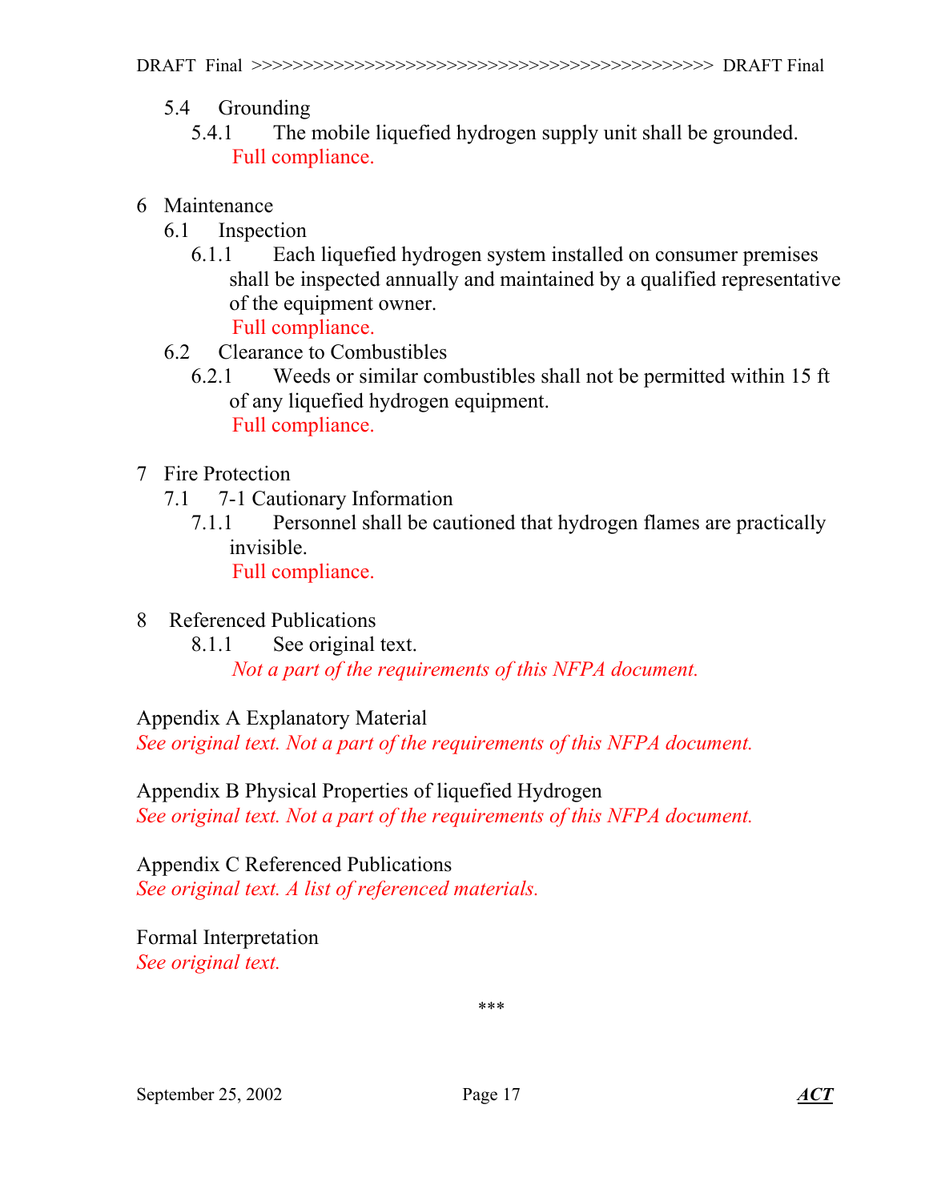5.4 Grounding

5.4.1 The mobile liquefied hydrogen supply unit shall be grounded.
Full compliance.

6 Maintenance

6.1 Inspection

6.1.1 Each liquefied hydrogen system installed on consumer premises shall be inspected annually and maintained by a qualified representative of the equipment owner.
Full compliance.

6.2 Clearance to Combustibles

6.2.1 Weeds or similar combustibles shall not be permitted within 15 ft of any liquefied hydrogen equipment.
Full compliance.

7 Fire Protection

7.1 7-1 Cautionary Information

7.1.1 Personnel shall be cautioned that hydrogen flames are practically invisible.
Full compliance.

8 Referenced Publications

8.1.1 See original text.
*Not a part of the requirements of this NFPA document.*

Appendix A Explanatory Material
*See original text. Not a part of the requirements of this NFPA document.*

Appendix B Physical Properties of liquefied Hydrogen
*See original text. Not a part of the requirements of this NFPA document.*

Appendix C Referenced Publications
*See original text. A list of referenced materials.*

Formal Interpretation
*See original text.*

***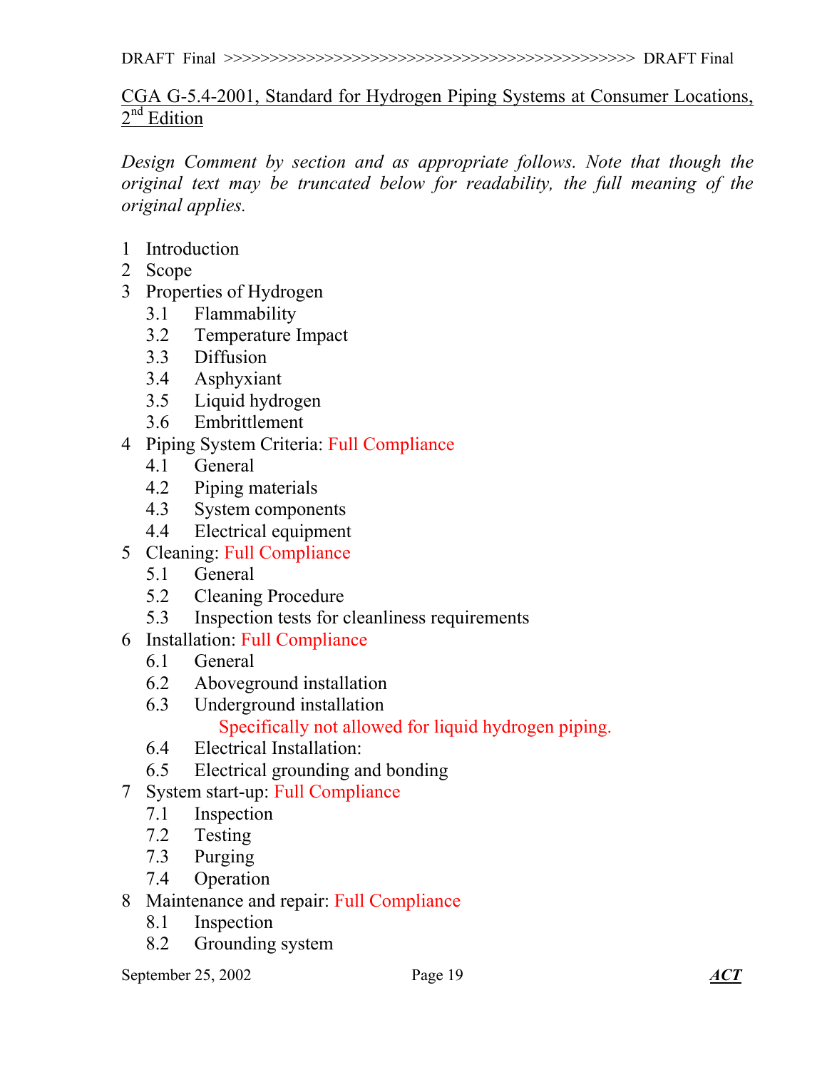CGA G-5.4-2001, Standard for Hydrogen Piping Systems at Consumer Locations, 2nd Edition

*Design Comment by section and as appropriate follows. Note that though the original text may be truncated below for readability, the full meaning of the original applies.*

1 Introduction
2 Scope
3 Properties of Hydrogen
   - 3.1 Flammability
   - 3.2 Temperature Impact
   - 3.3 Diffusion
   - 3.4 Asphyxiant
   - 3.5 Liquid hydrogen
   - 3.6 Embrittlement

4 Piping System Criteria: Full Compliance
   - 4.1 General
   - 4.2 Piping materials
   - 4.3 System components
   - 4.4 Electrical equipment

5 Cleaning: Full Compliance
   - 5.1 General
   - 5.2 Cleaning Procedure
   - 5.3 Inspection tests for cleanliness requirements

6 Installation: Full Compliance
   - 6.1 General
   - 6.2 Aboveground installation
   - 6.3 Underground installation
     Specifically not allowed for liquid hydrogen piping.
   - 6.4 Electrical Installation:
   - 6.5 Electrical grounding and bonding

7 System start-up: Full Compliance
   - 7.1 Inspection
   - 7.2 Testing
   - 7.3 Purging
   - 7.4 Operation

8 Maintenance and repair: Full Compliance
   - 8.1 Inspection
   - 8.2 Grounding system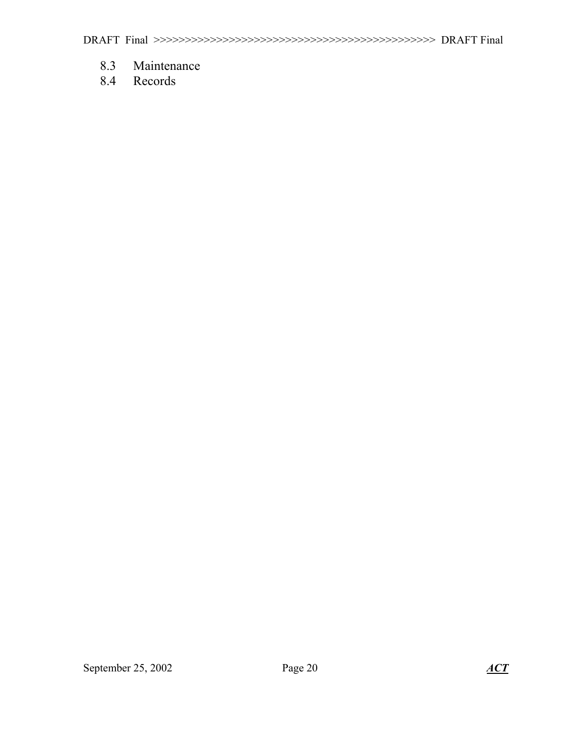8.3 Maintenance

8.4 Records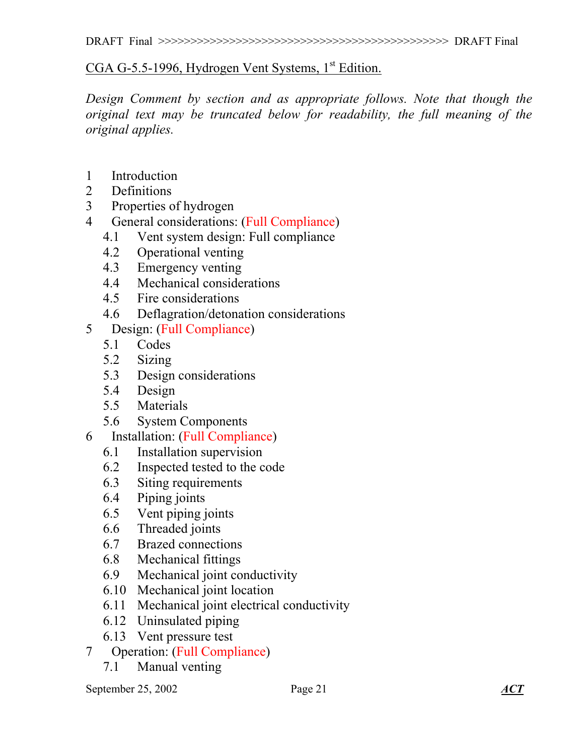CGA G-5.5-1996, Hydrogen Vent Systems, 1st Edition.

*Design Comment by section and as appropriate follows. Note that though the original text may be truncated below for readability, the full meaning of the original applies.*

1 Introduction
2 Definitions
3 Properties of hydrogen
4 General considerations: (Full Compliance)
  - 4.1 Vent system design: Full compliance
  - 4.2 Operational venting
  - 4.3 Emergency venting
  - 4.4 Mechanical considerations
  - 4.5 Fire considerations
  - 4.6 Deflagration/detonation considerations

5 Design: (Full Compliance)
  - 5.1 Codes
  - 5.2 Sizing
  - 5.3 Design considerations
  - 5.4 Design
  - 5.5 Materials
  - 5.6 System Components

6 Installation: (Full Compliance)
  - 6.1 Installation supervision
  - 6.2 Inspected tested to the code
  - 6.3 Siting requirements
  - 6.4 Piping joints
  - 6.5 Vent piping joints
  - 6.6 Threaded joints
  - 6.7 Brazed connections
  - 6.8 Mechanical fittings
  - 6.9 Mechanical joint conductivity
  - 6.10 Mechanical joint location
  - 6.11 Mechanical joint electrical conductivity
  - 6.12 Uninsulated piping
  - 6.13 Vent pressure test

7 Operation: (Full Compliance)
  - 7.1 Manual venting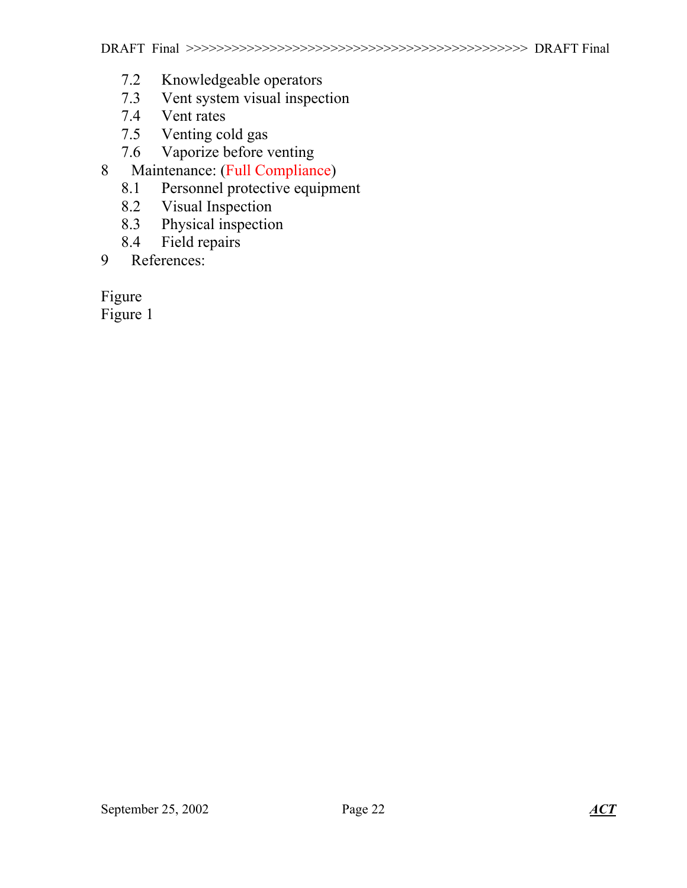7.2 Knowledgeable operators
7.3 Vent system visual inspection
7.4 Vent rates
7.5 Venting cold gas
7.6 Vaporize before venting

8 Maintenance: (Full Compliance)
8.1 Personnel protective equipment
8.2 Visual Inspection
8.3 Physical inspection
8.4 Field repairs

9 References:

Figure
Figure 1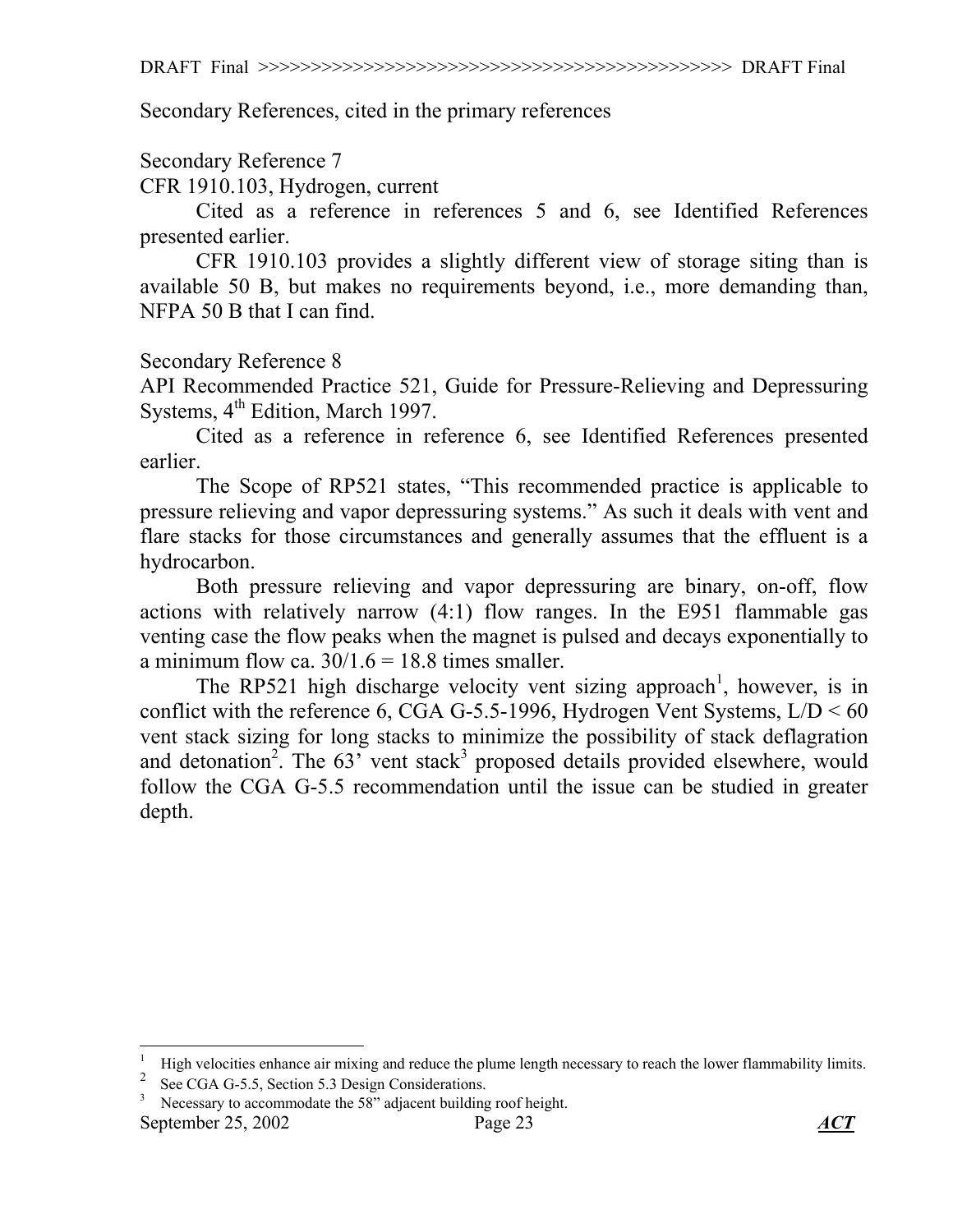Secondary References, cited in the primary references

Secondary Reference 7

CFR 1910.103, Hydrogen, current

Cited as a reference in references 5 and 6, see Identified References presented earlier.

CFR 1910.103 provides a slightly different view of storage siting than is available 50 B, but makes no requirements beyond, i.e., more demanding than, NFPA 50 B that I can find.

Secondary Reference 8

API Recommended Practice 521, Guide for Pressure-Relieving and Depressuring Systems, 4th Edition, March 1997.

Cited as a reference in reference 6, see Identified References presented earlier.

The Scope of RP521 states, "This recommended practice is applicable to pressure relieving and vapor depressuring systems." As such it deals with vent and flare stacks for those circumstances and generally assumes that the effluent is a hydrocarbon.

Both pressure relieving and vapor depressuring are binary, on-off, flow actions with relatively narrow (4:1) flow ranges. In the E951 flammable gas venting case the flow peaks when the magnet is pulsed and decays exponentially to a minimum flow ca. 30/1.6 = 18.8 times smaller.

The RP521 high discharge velocity vent sizing approach[1], however, is in conflict with the reference 6, CGA G-5.5-1996, Hydrogen Vent Systems, L/D < 60 vent stack sizing for long stacks to minimize the possibility of stack deflagration and detonation[2]. The 63' vent stack[3] proposed details provided elsewhere, would follow the CGA G-5.5 recommendation until the issue can be studied in greater depth.

---

[1] High velocities enhance air mixing and reduce the plume length necessary to reach the lower flammability limits.

[2] See CGA G-5.5, Section 5.3 Design Considerations.

[3] Necessary to accommodate the 58" adjacent building roof height.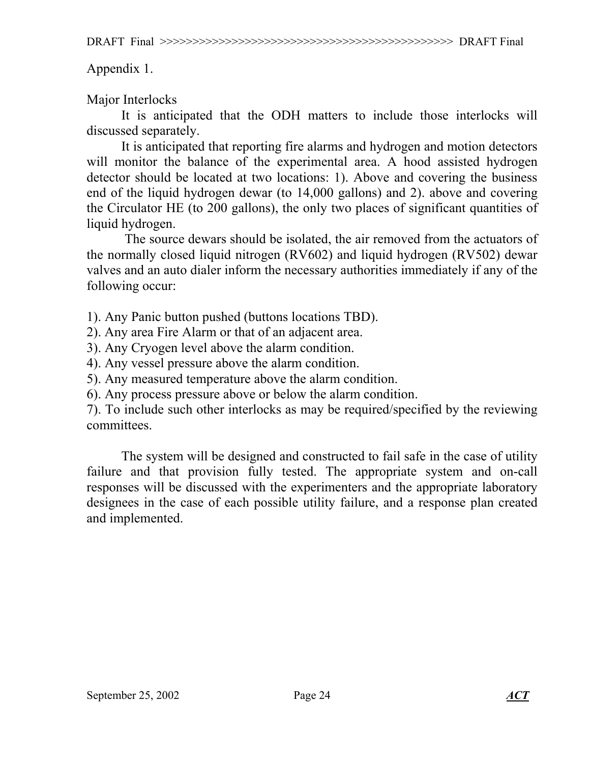## Appendix 1.

### Major Interlocks

It is anticipated that the ODH matters to include those interlocks will discussed separately.

It is anticipated that reporting fire alarms and hydrogen and motion detectors will monitor the balance of the experimental area. A hood assisted hydrogen detector should be located at two locations: 1). Above and covering the business end of the liquid hydrogen dewar (to 14,000 gallons) and 2). above and covering the Circulator HE (to 200 gallons), the only two places of significant quantities of liquid hydrogen.

The source dewars should be isolated, the air removed from the actuators of the normally closed liquid nitrogen (RV602) and liquid hydrogen (RV502) dewar valves and an auto dialer inform the necessary authorities immediately if any of the following occur:

1). Any Panic button pushed (buttons locations TBD).
2). Any area Fire Alarm or that of an adjacent area.
3). Any Cryogen level above the alarm condition.
4). Any vessel pressure above the alarm condition.
5). Any measured temperature above the alarm condition.
6). Any process pressure above or below the alarm condition.
7). To include such other interlocks as may be required/specified by the reviewing committees.

The system will be designed and constructed to fail safe in the case of utility failure and that provision fully tested. The appropriate system and on-call responses will be discussed with the experimenters and the appropriate laboratory designees in the case of each possible utility failure, and a response plan created and implemented.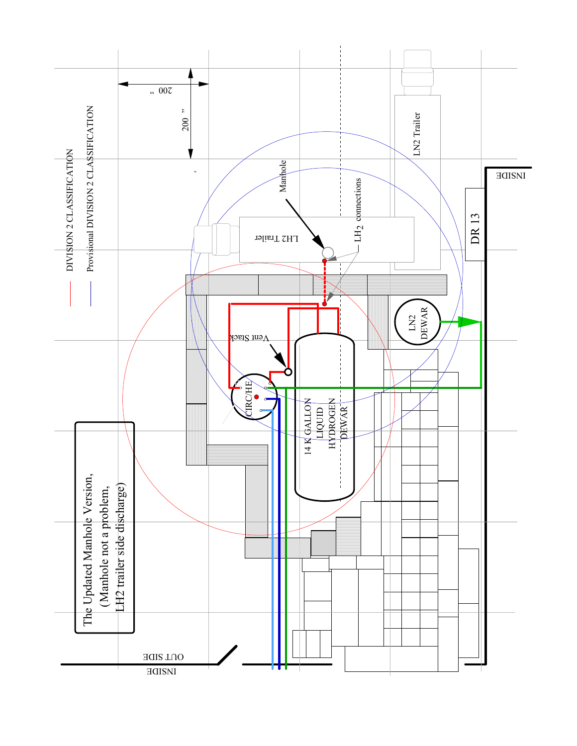DIVISION 2 CLASSIFICATION

Provisional DIVISION 2 CLASSIFICATION

200 "

200 "

Manhole

$LH_2$ connections

LH2 Trailer

LN2 Trailer

INSIDE

DR 13

Vent Stack

LN2 DEWAR

CIRC/HE

14 K GALLON LIQUID HYDROGEN DEWAR

The Updated Manhole Version, (Manhole not a problem, LH2 trailer side discharge)

OUT SIDE

INSIDE